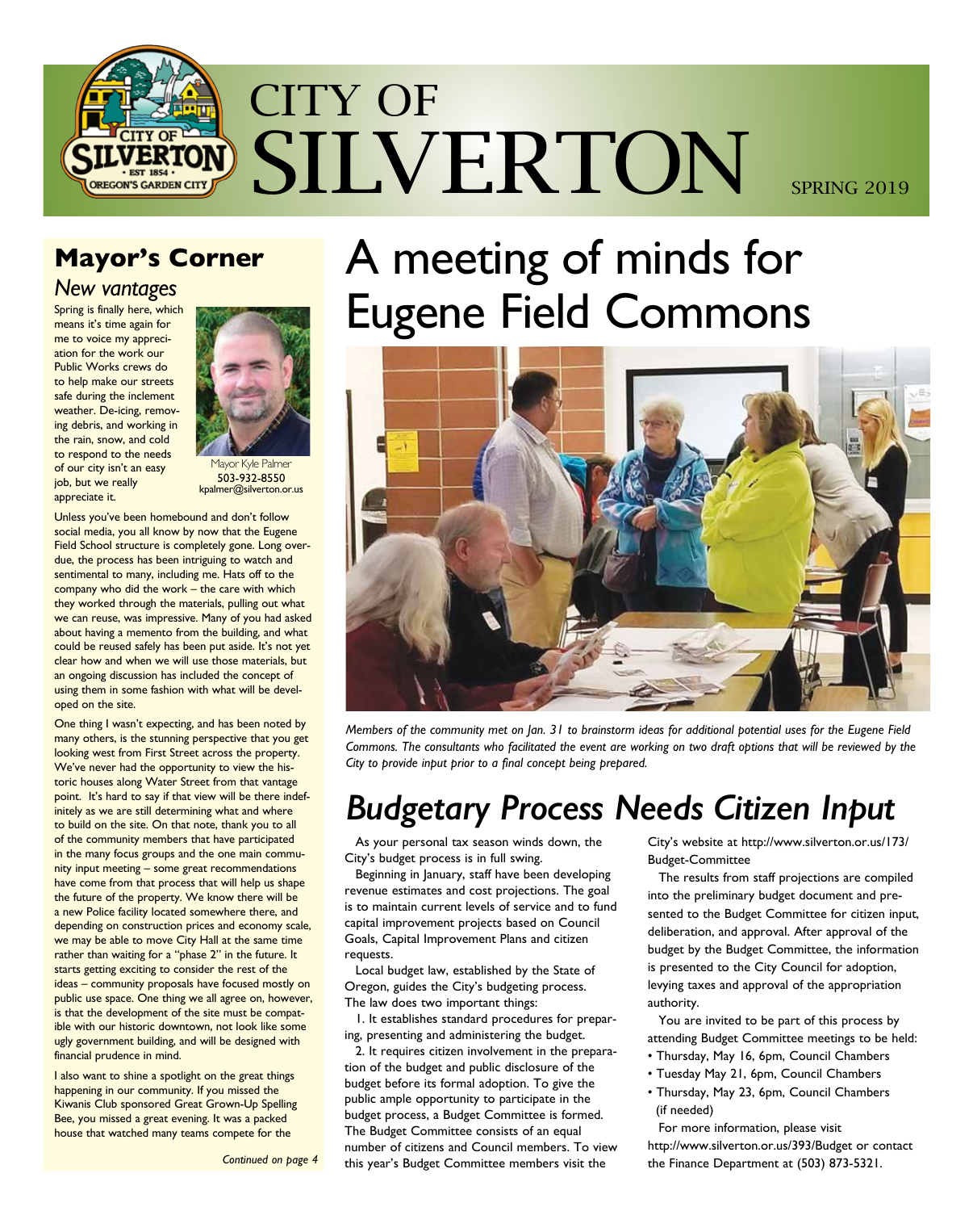# CITY OF SILVERTON

SPRING 2019

## Mayor's Corner

*New vantages*

Spring is finally here, which means it's time again for me to voice my appreciation for the work our Public Works crews do to help make our streets safe during the inclement weather. De-icing, removing debris, and working in the rain, snow, and cold to respond to the needs of our city isn't an easy job, but we really appreciate it.

Mayor Kyle Palmer
503-932-8550
kpalmer@silverton.or.us

Unless you've been homebound and don't follow social media, you all know by now that the Eugene Field School structure is completely gone. Long overdue, the process has been intriguing to watch and sentimental to many, including me. Hats off to the company who did the work – the care with which they worked through the materials, pulling out what we can reuse, was impressive. Many of you had asked about having a memento from the building, and what could be reused safely has been put aside. It's not yet clear how and when we will use those materials, but an ongoing discussion has included the concept of using them in some fashion with what will be developed on the site.

One thing I wasn't expecting, and has been noted by many others, is the stunning perspective that you get looking west from First Street across the property. We've never had the opportunity to view the historic houses along Water Street from that vantage point. It's hard to say if that view will be there indefinitely as we are still determining what and where to build on the site. On that note, thank you to all of the community members that have participated in the many focus groups and the one main community input meeting – some great recommendations have come from that process that will help us shape the future of the property. We know there will be a new Police facility located somewhere there, and depending on construction prices and economy scale, we may be able to move City Hall at the same time rather than waiting for a "phase 2" in the future. It starts getting exciting to consider the rest of the ideas – community proposals have focused mostly on public use space. One thing we all agree on, however, is that the development of the site must be compatible with our historic downtown, not look like some ugly government building, and will be designed with financial prudence in mind.

I also want to shine a spotlight on the great things happening in our community. If you missed the Kiwanis Club sponsored Great Grown-Up Spelling Bee, you missed a great evening. It was a packed house that watched many teams compete for the

*Continued on page 4*

# A meeting of minds for Eugene Field Commons

*Members of the community met on Jan. 31 to brainstorm ideas for additional potential uses for the Eugene Field Commons. The consultants who facilitated the event are working on two draft options that will be reviewed by the City to provide input prior to a final concept being prepared.*

# *Budgetary Process Needs Citizen Input*

As your personal tax season winds down, the City's budget process is in full swing.

Beginning in January, staff have been developing revenue estimates and cost projections. The goal is to maintain current levels of service and to fund capital improvement projects based on Council Goals, Capital Improvement Plans and citizen requests.

Local budget law, established by the State of Oregon, guides the City's budgeting process. The law does two important things:

1. It establishes standard procedures for preparing, presenting and administering the budget.
2. It requires citizen involvement in the preparation of the budget and public disclosure of the budget before its formal adoption. To give the public ample opportunity to participate in the budget process, a Budget Committee is formed. The Budget Committee consists of an equal number of citizens and Council members. To view this year's Budget Committee members visit the City's website at http://www.silverton.or.us/173/Budget-Committee

The results from staff projections are compiled into the preliminary budget document and presented to the Budget Committee for citizen input, deliberation, and approval. After approval of the budget by the Budget Committee, the information is presented to the City Council for adoption, levying taxes and approval of the appropriation authority.

You are invited to be part of this process by attending Budget Committee meetings to be held:

- Thursday, May 16, 6pm, Council Chambers
- Tuesday May 21, 6pm, Council Chambers
- Thursday, May 23, 6pm, Council Chambers (if needed)

For more information, please visit http://www.silverton.or.us/393/Budget or contact the Finance Department at (503) 873-5321.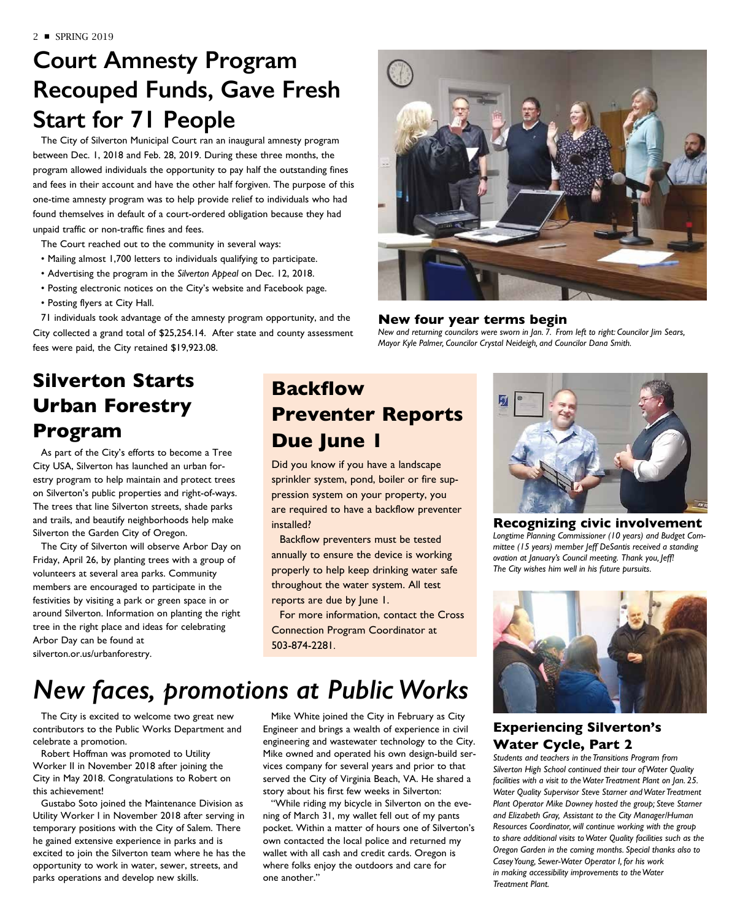# Court Amnesty Program Recouped Funds, Gave Fresh Start for 71 People

The City of Silverton Municipal Court ran an inaugural amnesty program between Dec. 1, 2018 and Feb. 28, 2019. During these three months, the program allowed individuals the opportunity to pay half the outstanding fines and fees in their account and have the other half forgiven. The purpose of this one-time amnesty program was to help provide relief to individuals who had found themselves in default of a court-ordered obligation because they had unpaid traffic or non-traffic fines and fees.

The Court reached out to the community in several ways:

- Mailing almost 1,700 letters to individuals qualifying to participate.
- Advertising the program in the *Silverton Appeal* on Dec. 12, 2018.
- Posting electronic notices on the City's website and Facebook page.
- Posting flyers at City Hall.

71 individuals took advantage of the amnesty program opportunity, and the City collected a grand total of $25,254.14. After state and county assessment fees were paid, the City retained $19,923.08.

**New four year terms begin**

*New and returning councilors were sworn in Jan. 7. From left to right: Councilor Jim Sears, Mayor Kyle Palmer, Councilor Crystal Neideigh, and Councilor Dana Smith.*

## Silverton Starts Urban Forestry Program

As part of the City's efforts to become a Tree City USA, Silverton has launched an urban forestry program to help maintain and protect trees on Silverton's public properties and right-of-ways. The trees that line Silverton streets, shade parks and trails, and beautify neighborhoods help make Silverton the Garden City of Oregon.

The City of Silverton will observe Arbor Day on Friday, April 26, by planting trees with a group of volunteers at several area parks. Community members are encouraged to participate in the festivities by visiting a park or green space in or around Silverton. Information on planting the right tree in the right place and ideas for celebrating Arbor Day can be found at silverton.or.us/urbanforestry.

## Backflow Preventer Reports Due June 1

Did you know if you have a landscape sprinkler system, pond, boiler or fire suppression system on your property, you are required to have a backflow preventer installed?

Backflow preventers must be tested annually to ensure the device is working properly to help keep drinking water safe throughout the water system. All test reports are due by June 1.

For more information, contact the Cross Connection Program Coordinator at 503-874-2281.

**Recognizing civic involvement**

*Longtime Planning Commissioner (10 years) and Budget Committee (15 years) member Jeff DeSantis received a standing ovation at January's Council meeting. Thank you, Jeff! The City wishes him well in his future pursuits.*

# *New faces, promotions at Public Works*

The City is excited to welcome two great new contributors to the Public Works Department and celebrate a promotion.

Robert Hoffman was promoted to Utility Worker II in November 2018 after joining the City in May 2018. Congratulations to Robert on this achievement!

Gustabo Soto joined the Maintenance Division as Utility Worker I in November 2018 after serving in temporary positions with the City of Salem. There he gained extensive experience in parks and is excited to join the Silverton team where he has the opportunity to work in water, sewer, streets, and parks operations and develop new skills.

Mike White joined the City in February as City Engineer and brings a wealth of experience in civil engineering and wastewater technology to the City. Mike owned and operated his own design-build services company for several years and prior to that served the City of Virginia Beach, VA. He shared a story about his first few weeks in Silverton:

"While riding my bicycle in Silverton on the evening of March 31, my wallet fell out of my pants pocket. Within a matter of hours one of Silverton's own contacted the local police and returned my wallet with all cash and credit cards. Oregon is where folks enjoy the outdoors and care for one another."

**Experiencing Silverton's Water Cycle, Part 2**

*Students and teachers in the Transitions Program from Silverton High School continued their tour of Water Quality facilities with a visit to the Water Treatment Plant on Jan. 25. Water Quality Supervisor Steve Starner and Water Treatment Plant Operator Mike Downey hosted the group; Steve Starner and Elizabeth Gray, Assistant to the City Manager/Human Resources Coordinator, will continue working with the group to share additional visits to Water Quality facilities such as the Oregon Garden in the coming months. Special thanks also to Casey Young, Sewer-Water Operator I, for his work in making accessibility improvements to the Water Treatment Plant.*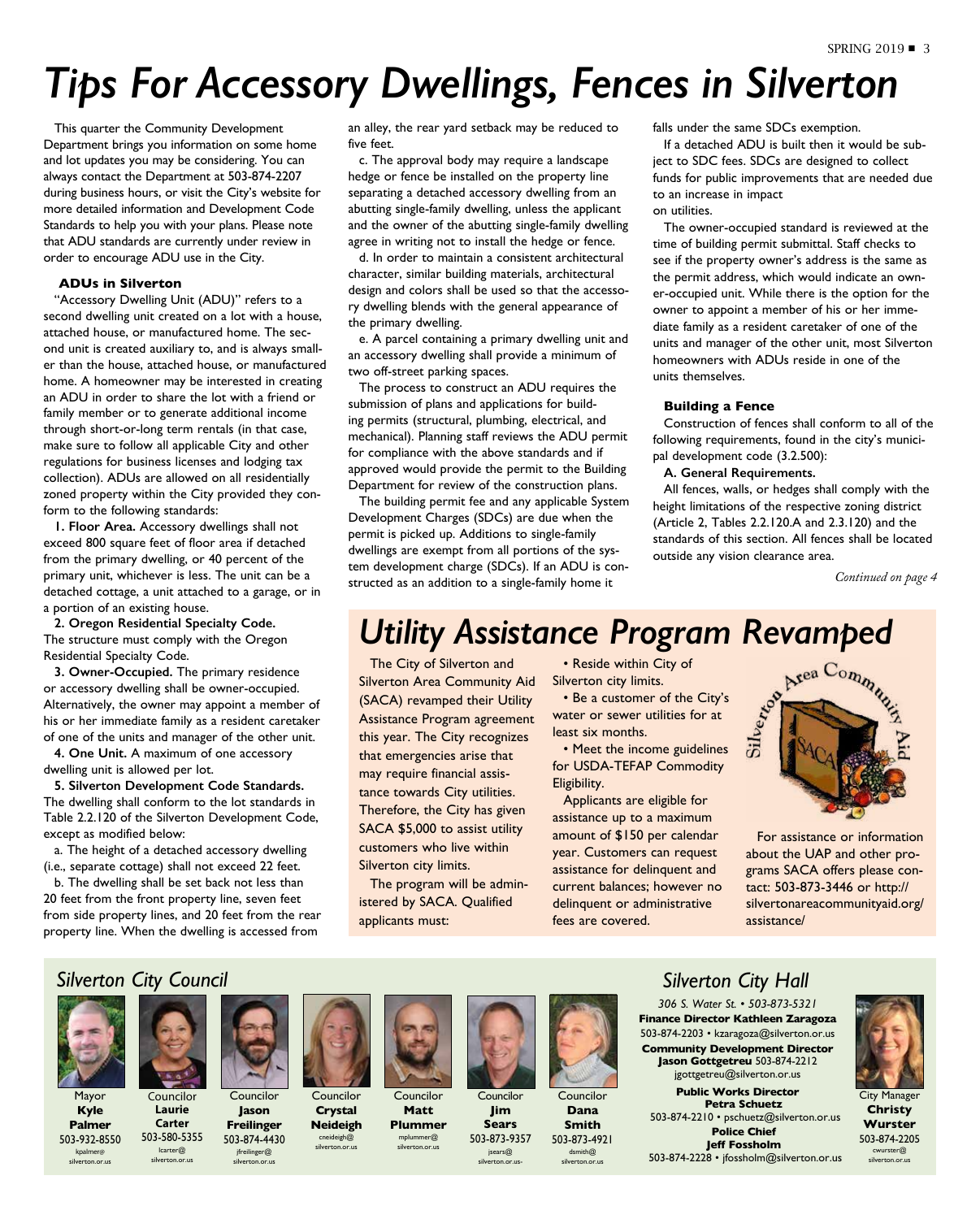# Tips For Accessory Dwellings, Fences in Silverton

This quarter the Community Development Department brings you information on some home and lot updates you may be considering. You can always contact the Department at 503-874-2207 during business hours, or visit the City's website for more detailed information and Development Code Standards to help you with your plans. Please note that ADU standards are currently under review in order to encourage ADU use in the City.

**ADUs in Silverton**

"Accessory Dwelling Unit (ADU)" refers to a second dwelling unit created on a lot with a house, attached house, or manufactured home. The second unit is created auxiliary to, and is always smaller than the house, attached house, or manufactured home. A homeowner may be interested in creating an ADU in order to share the lot with a friend or family member or to generate additional income through short-or-long term rentals (in that case, make sure to follow all applicable City and other regulations for business licenses and lodging tax collection). ADUs are allowed on all residentially zoned property within the City provided they conform to the following standards:

**1. Floor Area.** Accessory dwellings shall not exceed 800 square feet of floor area if detached from the primary dwelling, or 40 percent of the primary unit, whichever is less. The unit can be a detached cottage, a unit attached to a garage, or in a portion of an existing house.

**2. Oregon Residential Specialty Code.** The structure must comply with the Oregon Residential Specialty Code.

**3. Owner-Occupied.** The primary residence or accessory dwelling shall be owner-occupied. Alternatively, the owner may appoint a member of his or her immediate family as a resident caretaker of one of the units and manager of the other unit.

**4. One Unit.** A maximum of one accessory dwelling unit is allowed per lot.

**5. Silverton Development Code Standards.** The dwelling shall conform to the lot standards in Table 2.2.120 of the Silverton Development Code, except as modified below:

a. The height of a detached accessory dwelling (i.e., separate cottage) shall not exceed 22 feet.

b. The dwelling shall be set back not less than 20 feet from the front property line, seven feet from side property lines, and 20 feet from the rear property line. When the dwelling is accessed from an alley, the rear yard setback may be reduced to five feet.

c. The approval body may require a landscape hedge or fence be installed on the property line separating a detached accessory dwelling from an abutting single-family dwelling, unless the applicant and the owner of the abutting single-family dwelling agree in writing not to install the hedge or fence.

d. In order to maintain a consistent architectural character, similar building materials, architectural design and colors shall be used so that the accessory dwelling blends with the general appearance of the primary dwelling.

e. A parcel containing a primary dwelling unit and an accessory dwelling shall provide a minimum of two off-street parking spaces.

The process to construct an ADU requires the submission of plans and applications for building permits (structural, plumbing, electrical, and mechanical). Planning staff reviews the ADU permit for compliance with the above standards and if approved would provide the permit to the Building Department for review of the construction plans.

The building permit fee and any applicable System Development Charges (SDCs) are due when the permit is picked up. Additions to single-family dwellings are exempt from all portions of the system development charge (SDCs). If an ADU is constructed as an addition to a single-family home it falls under the same SDCs exemption.

If a detached ADU is built then it would be subject to SDC fees. SDCs are designed to collect funds for public improvements that are needed due to an increase in impact on utilities.

The owner-occupied standard is reviewed at the time of building permit submittal. Staff checks to see if the property owner's address is the same as the permit address, which would indicate an owner-occupied unit. While there is the option for the owner to appoint a member of his or her immediate family as a resident caretaker of one of the units and manager of the other unit, most Silverton homeowners with ADUs reside in one of the units themselves.

**Building a Fence**

Construction of fences shall conform to all of the following requirements, found in the city's municipal development code (3.2.500):

**A. General Requirements.**

All fences, walls, or hedges shall comply with the height limitations of the respective zoning district (Article 2, Tables 2.2.120.A and 2.3.120) and the standards of this section. All fences shall be located outside any vision clearance area.

*Continued on page 4*

# Utility Assistance Program Revamped

The City of Silverton and Silverton Area Community Aid (SACA) revamped their Utility Assistance Program agreement this year. The City recognizes that emergencies arise that may require financial assistance towards City utilities. Therefore, the City has given SACA $5,000 to assist utility customers who live within Silverton city limits.

The program will be administered by SACA. Qualified applicants must:

- Reside within City of Silverton city limits.
- Be a customer of the City's water or sewer utilities for at least six months.
- Meet the income guidelines for USDA-TEFAP Commodity Eligibility.

Applicants are eligible for assistance up to a maximum amount of $150 per calendar year. Customers can request assistance for delinquent and current balances; however no delinquent or administrative fees are covered.

For assistance or information about the UAP and other programs SACA offers please contact: 503-873-3446 or http://silvertonareacommunityaid.org/assistance/

## Silverton City Council

- Mayor **Kyle Palmer** 503-932-8550 kpalmer@silverton.or.us
- Councilor **Laurie Carter** 503-580-5355 lcarter@silverton.or.us
- Councilor **Jason Freilinger** 503-874-4430 jfreilinger@silverton.or.us
- Councilor **Crystal Neideigh** cneideigh@silverton.or.us
- Councilor **Matt Plummer** mplummer@silverton.or.us
- Councilor **Jim Sears** 503-873-9357 jsears@silverton.or.us-
- Councilor **Dana Smith** 503-873-4921 dsmith@silverton.or.us

## Silverton City Hall

*306 S. Water St. • 503-873-5321*

**Finance Director Kathleen Zaragoza**
503-874-2203 • kzaragoza@silverton.or.us

**Community Development Director Jason Gottgetreu** 503-874-2212
jgottgetreu@silverton.or.us

**Public Works Director Petra Schuetz**
503-874-2210 • pschuetz@silverton.or.us

**Police Chief Jeff Fossholm**
503-874-2228 • jfossholm@silverton.or.us

City Manager **Christy Wurster** 503-874-2205 cwurster@silverton.or.us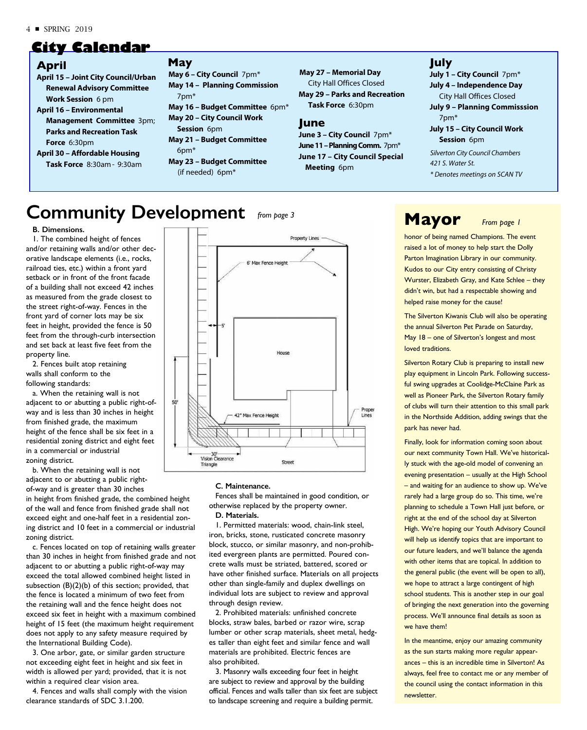# City Calendar

## April

**April 15 – Joint City Council/Urban Renewal Advisory Committee Work Session** 6 pm

**April 16 – Environmental Management Committee** 3pm; **Parks and Recreation Task Force** 6:30pm

**April 30 – Affordable Housing Task Force** 8:30am - 9:30am

## May

**May 6 – City Council** 7pm*

**May 14 – Planning Commission** 7pm*

**May 16 – Budget Committee** 6pm*

**May 20 – City Council Work Session** 6pm

**May 21 – Budget Committee** 6pm*

**May 23 – Budget Committee** (if needed) 6pm*

**May 27 – Memorial Day** City Hall Offices Closed

**May 29 – Parks and Recreation Task Force** 6:30pm

## June

**June 3 – City Council** 7pm*

**June 11 – Planning Comm.** 7pm*

**June 17 – City Council Special Meeting** 6pm

## July

**July 1 – City Council** 7pm*

**July 4 – Independence Day** City Hall Offices Closed

**July 9 – Planning Commisssion** 7pm*

**July 15 – City Council Work Session** 6pm

*Silverton City Council Chambers*
*421 S. Water St.*
** Denotes meetings on SCAN TV*

# Community Development *from page 3*

**B. Dimensions.**

1. The combined height of fences and/or retaining walls and/or other decorative landscape elements (i.e., rocks, railroad ties, etc.) within a front yard setback or in front of the front facade of a building shall not exceed 42 inches as measured from the grade closest to the street right-of-way. Fences in the front yard of corner lots may be six feet in height, provided the fence is 50 feet from the through-curb intersection and set back at least five feet from the property line.

2. Fences built atop retaining walls shall conform to the following standards:

a. When the retaining wall is not adjacent to or abutting a public right-of-way and is less than 30 inches in height from finished grade, the maximum height of the fence shall be six feet in a residential zoning district and eight feet in a commercial or industrial zoning district.

b. When the retaining wall is not adjacent to or abutting a public right-of-way and is greater than 30 inches in height from finished grade, the combined height of the wall and fence from finished grade shall not exceed eight and one-half feet in a residential zoning district and 10 feet in a commercial or industrial zoning district.

c. Fences located on top of retaining walls greater than 30 inches in height from finished grade and not adjacent to or abutting a public right-of-way may exceed the total allowed combined height listed in subsection (B)(2)(b) of this section; provided, that the fence is located a minimum of two feet from the retaining wall and the fence height does not exceed six feet in height with a maximum combined height of 15 feet (the maximum height requirement does not apply to any safety measure required by the International Building Code).

3. One arbor, gate, or similar garden structure not exceeding eight feet in height and six feet in width is allowed per yard; provided, that it is not within a required clear vision area.

4. Fences and walls shall comply with the vision clearance standards of SDC 3.1.200.

Property Lines
6' Max Fence Height
5'
House
50'
42" Max Fence Height
Proper Lines
30' Vision Clearance Triangle
Street

**C. Maintenance.**

Fences shall be maintained in good condition, or otherwise replaced by the property owner.

**D. Materials.**

1. Permitted materials: wood, chain-link steel, iron, bricks, stone, rusticated concrete masonry block, stucco, or similar masonry, and non-prohibited evergreen plants are permitted. Poured concrete walls must be striated, battered, scored or have other finished surface. Materials on all projects other than single-family and duplex dwellings on individual lots are subject to review and approval through design review.

2. Prohibited materials: unfinished concrete blocks, straw bales, barbed or razor wire, scrap lumber or other scrap materials, sheet metal, hedges taller than eight feet and similar fence and wall materials are prohibited. Electric fences are also prohibited.

3. Masonry walls exceeding four feet in height are subject to review and approval by the building official. Fences and walls taller than six feet are subject to landscape screening and require a building permit.

# Mayor *From page 1*

honor of being named Champions. The event raised a lot of money to help start the Dolly Parton Imagination Library in our community. Kudos to our City entry consisting of Christy Wurster, Elizabeth Gray, and Kate Schlee – they didn't win, but had a respectable showing and helped raise money for the cause!

The Silverton Kiwanis Club will also be operating the annual Silverton Pet Parade on Saturday, May 18 – one of Silverton's longest and most loved traditions.

Silverton Rotary Club is preparing to install new play equipment in Lincoln Park. Following successful swing upgrades at Coolidge-McClaine Park as well as Pioneer Park, the Silverton Rotary family of clubs will turn their attention to this small park in the Northside Addition, adding swings that the park has never had.

Finally, look for information coming soon about our next community Town Hall. We've historically stuck with the age-old model of convening an evening presentation – usually at the High School – and waiting for an audience to show up. We've rarely had a large group do so. This time, we're planning to schedule a Town Hall just before, or right at the end of the school day at Silverton High. We're hoping our Youth Advisory Council will help us identify topics that are important to our future leaders, and we'll balance the agenda with other items that are topical. In addition to the general public (the event will be open to all), we hope to attract a large contingent of high school students. This is another step in our goal of bringing the next generation into the governing process. We'll announce final details as soon as we have them!

In the meantime, enjoy our amazing community as the sun starts making more regular appearances – this is an incredible time in Silverton! As always, feel free to contact me or any member of the council using the contact information in this newsletter.